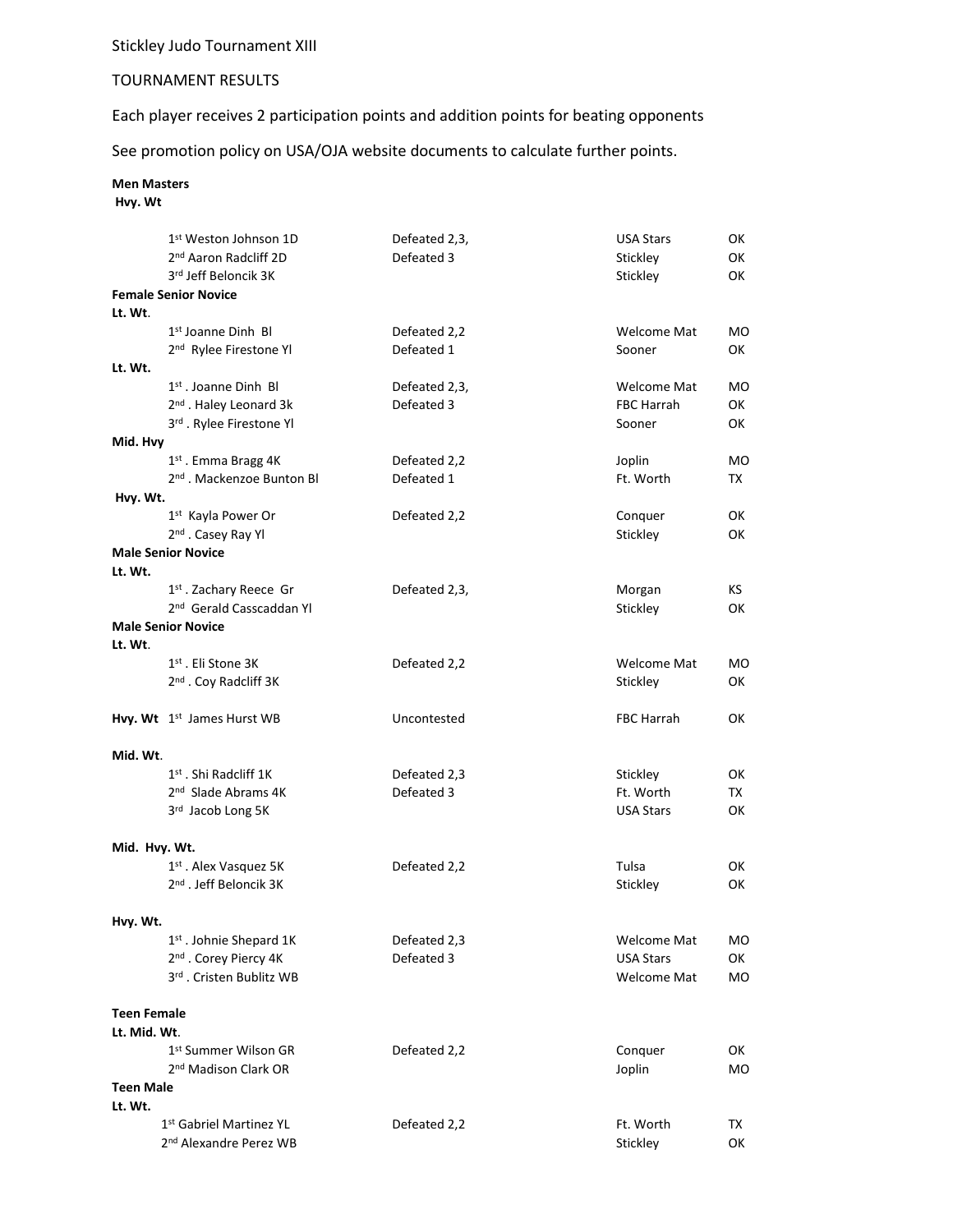Stickley Judo Tournament XIII

TOURNAMENT RESULTS

Each player receives 2 participation points and addition points for beating opponents

See promotion policy on USA/OJA website documents to calculate further points.

**Men Masters**

**Hvy. Wt**

| Place | Result | Club | State |
|---|---|---|---|
| 1st Weston Johnson 1D | Defeated 2,3, | USA Stars | OK |
| 2nd Aaron Radcliff 2D | Defeated 3 | Stickley | OK |
| 3rd Jeff Beloncik 3K | | Stickley | OK |

**Female Senior Novice**

**Lt. Wt.**

| Place | Result | Club | State |
|---|---|---|---|
| 1st Joanne Dinh Bl | Defeated 2,2 | Welcome Mat | MO |
| 2nd Rylee Firestone Yl | Defeated 1 | Sooner | OK |

**Lt. Wt.**

| Place | Result | Club | State |
|---|---|---|---|
| 1st . Joanne Dinh Bl | Defeated 2,3, | Welcome Mat | MO |
| 2nd . Haley Leonard 3k | Defeated 3 | FBC Harrah | OK |
| 3rd . Rylee Firestone Yl | | Sooner | OK |

**Mid. Hvy**

| Place | Result | Club | State |
|---|---|---|---|
| 1st . Emma Bragg 4K | Defeated 2,2 | Joplin | MO |
| 2nd . Mackenzoe Bunton Bl | Defeated 1 | Ft. Worth | TX |

**Hvy. Wt.**

| Place | Result | Club | State |
|---|---|---|---|
| 1st Kayla Power Or | Defeated 2,2 | Conquer | OK |
| 2nd . Casey Ray Yl | | Stickley | OK |

**Male Senior Novice**

**Lt. Wt.**

| Place | Result | Club | State |
|---|---|---|---|
| 1st . Zachary Reece Gr | Defeated 2,3, | Morgan | KS |
| 2nd Gerald Casscaddan Yl | | Stickley | OK |

**Male Senior Novice**

**Lt. Wt.**

| Place | Result | Club | State |
|---|---|---|---|
| 1st . Eli Stone 3K | Defeated 2,2 | Welcome Mat | MO |
| 2nd . Coy Radcliff 3K | | Stickley | OK |

**Hvy. Wt**

| Place | Result | Club | State |
|---|---|---|---|
| 1st James Hurst WB | Uncontested | FBC Harrah | OK |

**Mid. Wt.**

| Place | Result | Club | State |
|---|---|---|---|
| 1st . Shi Radcliff 1K | Defeated 2,3 | Stickley | OK |
| 2nd Slade Abrams 4K | Defeated 3 | Ft. Worth | TX |
| 3rd Jacob Long 5K | | USA Stars | OK |

**Mid. Hvy. Wt.**

| Place | Result | Club | State |
|---|---|---|---|
| 1st . Alex Vasquez 5K | Defeated 2,2 | Tulsa | OK |
| 2nd . Jeff Beloncik 3K | | Stickley | OK |

**Hvy. Wt.**

| Place | Result | Club | State |
|---|---|---|---|
| 1st . Johnie Shepard 1K | Defeated 2,3 | Welcome Mat | MO |
| 2nd . Corey Piercy 4K | Defeated 3 | USA Stars | OK |
| 3rd . Cristen Bublitz WB | | Welcome Mat | MO |

**Teen Female**

**Lt. Mid. Wt.**

| Place | Result | Club | State |
|---|---|---|---|
| 1st Summer Wilson GR | Defeated 2,2 | Conquer | OK |
| 2nd Madison Clark OR | | Joplin | MO |

**Teen Male**

**Lt. Wt.**

| Place | Result | Club | State |
|---|---|---|---|
| 1st Gabriel Martinez YL | Defeated 2,2 | Ft. Worth | TX |
| 2nd Alexandre Perez WB | | Stickley | OK |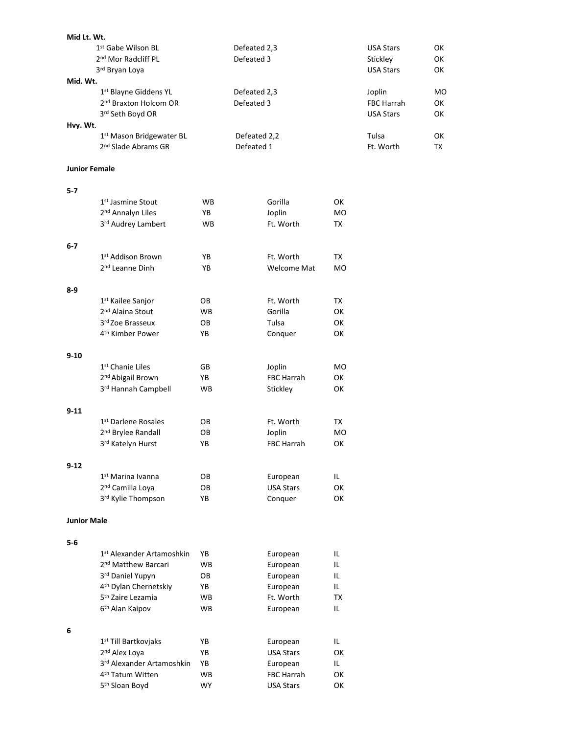**Mid Lt. Wt.**

| Place | Result | Club | State |
|---|---|---|---|
| 1st Gabe Wilson BL | Defeated 2,3 | USA Stars | OK |
| 2nd Mor Radcliff PL | Defeated 3 | Stickley | OK |
| 3rd Bryan Loya | | USA Stars | OK |

**Mid. Wt.**

| Place | Result | Club | State |
|---|---|---|---|
| 1st Blayne Giddens YL | Defeated 2,3 | Joplin | MO |
| 2nd Braxton Holcom OR | Defeated 3 | FBC Harrah | OK |
| 3rd Seth Boyd OR | | USA Stars | OK |

**Hvy. Wt.**

| Place | Result | Club | State |
|---|---|---|---|
| 1st Mason Bridgewater BL | Defeated 2,2 | Tulsa | OK |
| 2nd Slade Abrams GR | Defeated 1 | Ft. Worth | TX |

**Junior Female**

**5-7**

| Place | Belt | Club | State |
|---|---|---|---|
| 1st Jasmine Stout | WB | Gorilla | OK |
| 2nd Annalyn Liles | YB | Joplin | MO |
| 3rd Audrey Lambert | WB | Ft. Worth | TX |

**6-7**

| Place | Belt | Club | State |
|---|---|---|---|
| 1st Addison Brown | YB | Ft. Worth | TX |
| 2nd Leanne Dinh | YB | Welcome Mat | MO |

**8-9**

| Place | Belt | Club | State |
|---|---|---|---|
| 1st Kailee Sanjor | OB | Ft. Worth | TX |
| 2nd Alaina Stout | WB | Gorilla | OK |
| 3rd Zoe Brasseux | OB | Tulsa | OK |
| 4th Kimber Power | YB | Conquer | OK |

**9-10**

| Place | Belt | Club | State |
|---|---|---|---|
| 1st Chanie Liles | GB | Joplin | MO |
| 2nd Abigail Brown | YB | FBC Harrah | OK |
| 3rd Hannah Campbell | WB | Stickley | OK |

**9-11**

| Place | Belt | Club | State |
|---|---|---|---|
| 1st Darlene Rosales | OB | Ft. Worth | TX |
| 2nd Brylee Randall | OB | Joplin | MO |
| 3rd Katelyn Hurst | YB | FBC Harrah | OK |

**9-12**

| Place | Belt | Club | State |
|---|---|---|---|
| 1st Marina Ivanna | OB | European | IL |
| 2nd Camilla Loya | OB | USA Stars | OK |
| 3rd Kylie Thompson | YB | Conquer | OK |

**Junior Male**

**5-6**

| Place | Belt | Club | State |
|---|---|---|---|
| 1st Alexander Artamoshkin | YB | European | IL |
| 2nd Matthew Barcari | WB | European | IL |
| 3rd Daniel Yupyn | OB | European | IL |
| 4th Dylan Chernetskiy | YB | European | IL |
| 5th Zaire Lezamia | WB | Ft. Worth | TX |
| 6th Alan Kaipov | WB | European | IL |

**6**

| Place | Belt | Club | State |
|---|---|---|---|
| 1st Till Bartkovjaks | YB | European | IL |
| 2nd Alex Loya | YB | USA Stars | OK |
| 3rd Alexander Artamoshkin | YB | European | IL |
| 4th Tatum Witten | WB | FBC Harrah | OK |
| 5th Sloan Boyd | WY | USA Stars | OK |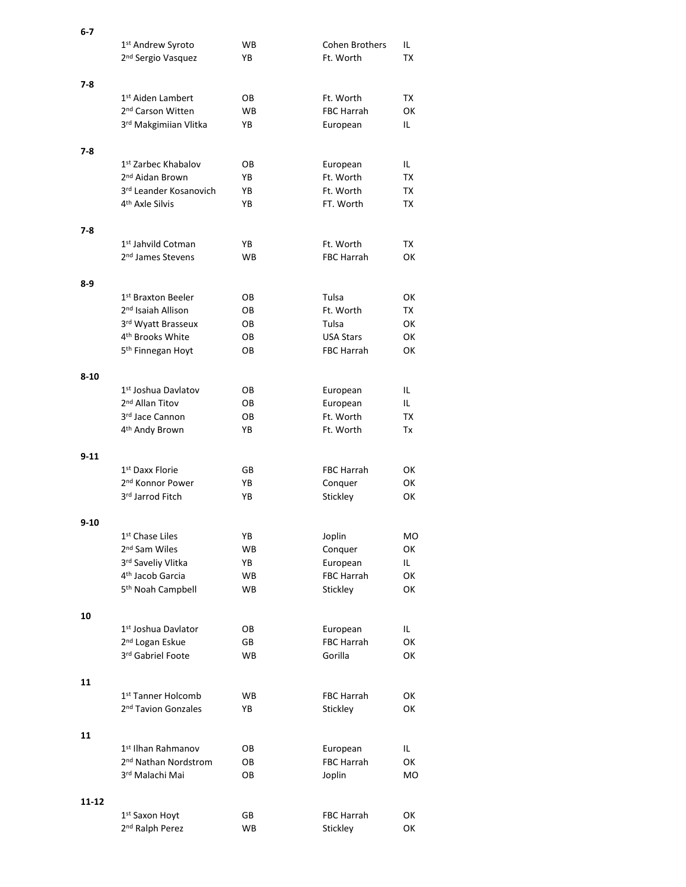**6-7**

| | | | |
|---|---|---|---|
| 1st Andrew Syroto | WB | Cohen Brothers | IL |
| 2nd Sergio Vasquez | YB | Ft. Worth | TX |

**7-8**

| | | | |
|---|---|---|---|
| 1st Aiden Lambert | OB | Ft. Worth | TX |
| 2nd Carson Witten | WB | FBC Harrah | OK |
| 3rd Makgimiian Vlitka | YB | European | IL |

**7-8**

| | | | |
|---|---|---|---|
| 1st Zarbec Khabalov | OB | European | IL |
| 2nd Aidan Brown | YB | Ft. Worth | TX |
| 3rd Leander Kosanovich | YB | Ft. Worth | TX |
| 4th Axle Silvis | YB | FT. Worth | TX |

**7-8**

| | | | |
|---|---|---|---|
| 1st Jahvild Cotman | YB | Ft. Worth | TX |
| 2nd James Stevens | WB | FBC Harrah | OK |

**8-9**

| | | | |
|---|---|---|---|
| 1st Braxton Beeler | OB | Tulsa | OK |
| 2nd Isaiah Allison | OB | Ft. Worth | TX |
| 3rd Wyatt Brasseux | OB | Tulsa | OK |
| 4th Brooks White | OB | USA Stars | OK |
| 5th Finnegan Hoyt | OB | FBC Harrah | OK |

**8-10**

| | | | |
|---|---|---|---|
| 1st Joshua Davlatov | OB | European | IL |
| 2nd Allan Titov | OB | European | IL |
| 3rd Jace Cannon | OB | Ft. Worth | TX |
| 4th Andy Brown | YB | Ft. Worth | Tx |

**9-11**

| | | | |
|---|---|---|---|
| 1st Daxx Florie | GB | FBC Harrah | OK |
| 2nd Konnor Power | YB | Conquer | OK |
| 3rd Jarrod Fitch | YB | Stickley | OK |

**9-10**

| | | | |
|---|---|---|---|
| 1st Chase Liles | YB | Joplin | MO |
| 2nd Sam Wiles | WB | Conquer | OK |
| 3rd Saveliy Vlitka | YB | European | IL |
| 4th Jacob Garcia | WB | FBC Harrah | OK |
| 5th Noah Campbell | WB | Stickley | OK |

**10**

| | | | |
|---|---|---|---|
| 1st Joshua Davlator | OB | European | IL |
| 2nd Logan Eskue | GB | FBC Harrah | OK |
| 3rd Gabriel Foote | WB | Gorilla | OK |

**11**

| | | | |
|---|---|---|---|
| 1st Tanner Holcomb | WB | FBC Harrah | OK |
| 2nd Tavion Gonzales | YB | Stickley | OK |

**11**

| | | | |
|---|---|---|---|
| 1st Ilhan Rahmanov | OB | European | IL |
| 2nd Nathan Nordstrom | OB | FBC Harrah | OK |
| 3rd Malachi Mai | OB | Joplin | MO |

**11-12**

| | | | |
|---|---|---|---|
| 1st Saxon Hoyt | GB | FBC Harrah | OK |
| 2nd Ralph Perez | WB | Stickley | OK |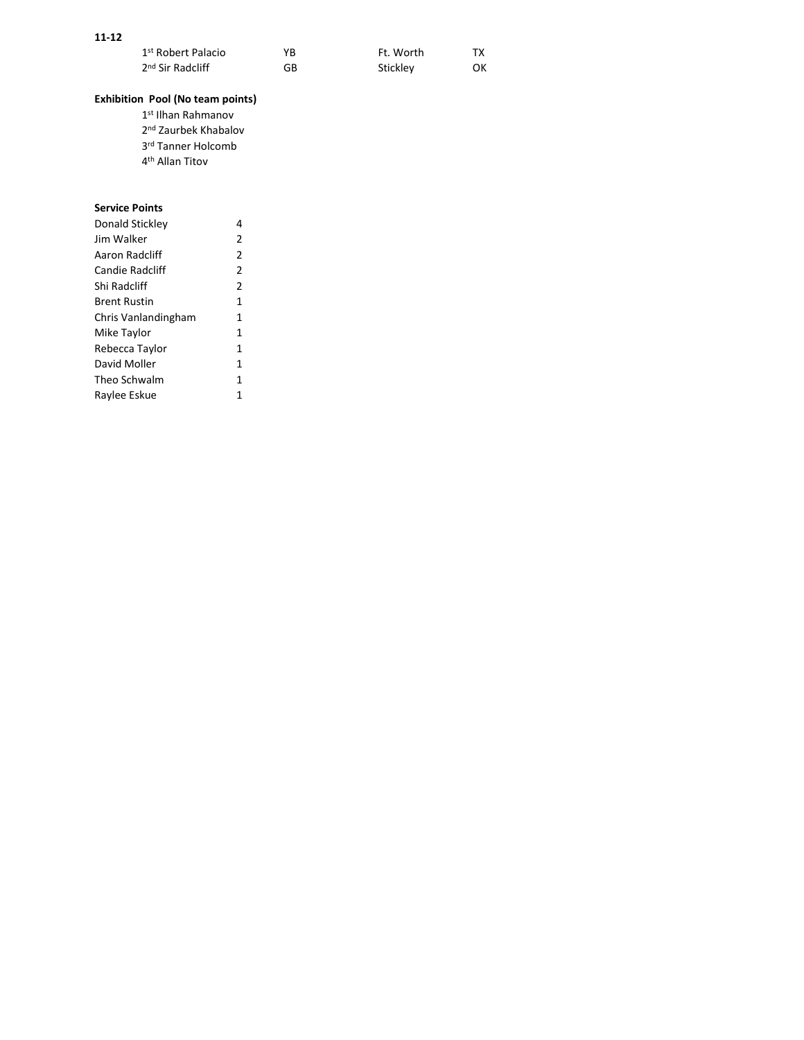**11-12**

| | | | |
|---|---|---|---|
| 1st Robert Palacio | YB | Ft. Worth | TX |
| 2nd Sir Radcliff | GB | Stickley | OK |

**Exhibition Pool (No team points)**

1st Ilhan Rahmanov
2nd Zaurbek Khabalov
3rd Tanner Holcomb
4th Allan Titov

**Service Points**

| | |
|---|---|
| Donald Stickley | 4 |
| Jim Walker | 2 |
| Aaron Radcliff | 2 |
| Candie Radcliff | 2 |
| Shi Radcliff | 2 |
| Brent Rustin | 1 |
| Chris Vanlandingham | 1 |
| Mike Taylor | 1 |
| Rebecca Taylor | 1 |
| David Moller | 1 |
| Theo Schwalm | 1 |
| Raylee Eskue | 1 |